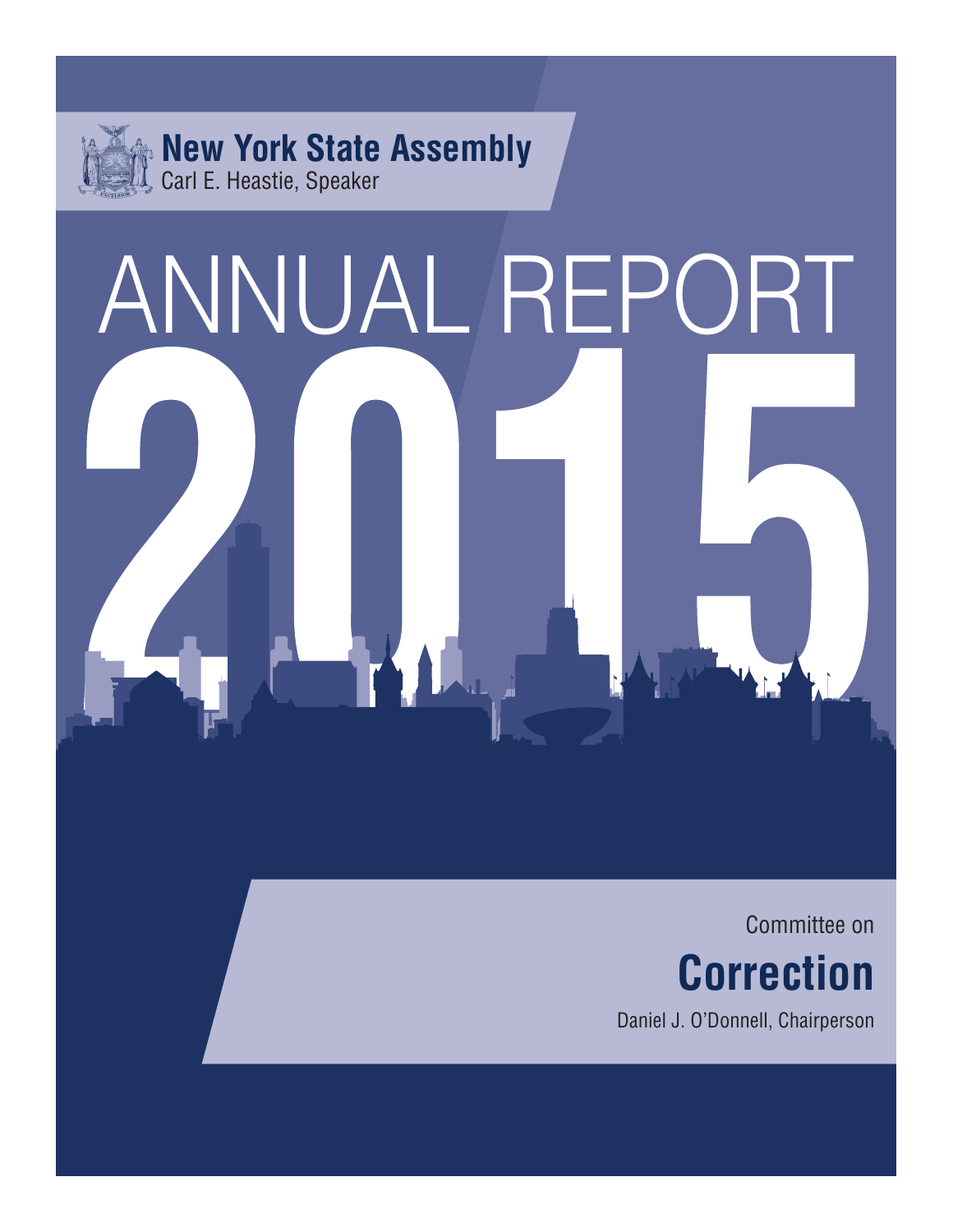**New York State Assembly**
Carl E. Heastie, Speaker

# ANNUAL REPORT 2015

Committee on

## Correction

Daniel J. O'Donnell, Chairperson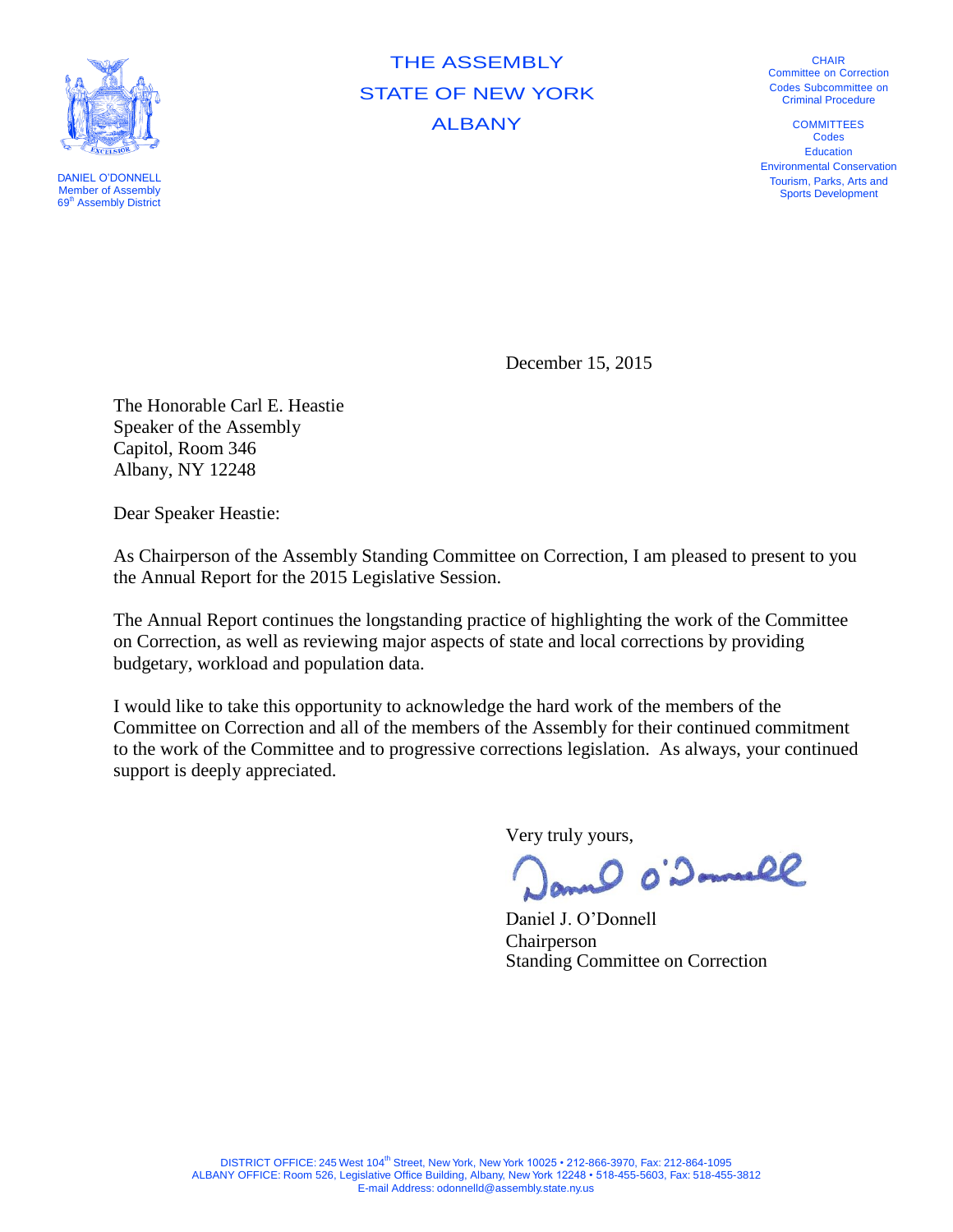# THE ASSEMBLY
# STATE OF NEW YORK
# ALBANY

DANIEL O'DONNELL
Member of Assembly
69th Assembly District

CHAIR
Committee on Correction
Codes Subcommittee on Criminal Procedure

COMMITTEES
Codes
Education
Environmental Conservation
Tourism, Parks, Arts and Sports Development

December 15, 2015

The Honorable Carl E. Heastie
Speaker of the Assembly
Capitol, Room 346
Albany, NY 12248

Dear Speaker Heastie:

As Chairperson of the Assembly Standing Committee on Correction, I am pleased to present to you the Annual Report for the 2015 Legislative Session.

The Annual Report continues the longstanding practice of highlighting the work of the Committee on Correction, as well as reviewing major aspects of state and local corrections by providing budgetary, workload and population data.

I would like to take this opportunity to acknowledge the hard work of the members of the Committee on Correction and all of the members of the Assembly for their continued commitment to the work of the Committee and to progressive corrections legislation. As always, your continued support is deeply appreciated.

Very truly yours,

Daniel J. O'Donnell
Chairperson
Standing Committee on Correction

DISTRICT OFFICE: 245 West 104th Street, New York, New York 10025 • 212-866-3970, Fax: 212-864-1095
ALBANY OFFICE: Room 526, Legislative Office Building, Albany, New York 12248 • 518-455-5603, Fax: 518-455-3812
E-mail Address: odonnelld@assembly.state.ny.us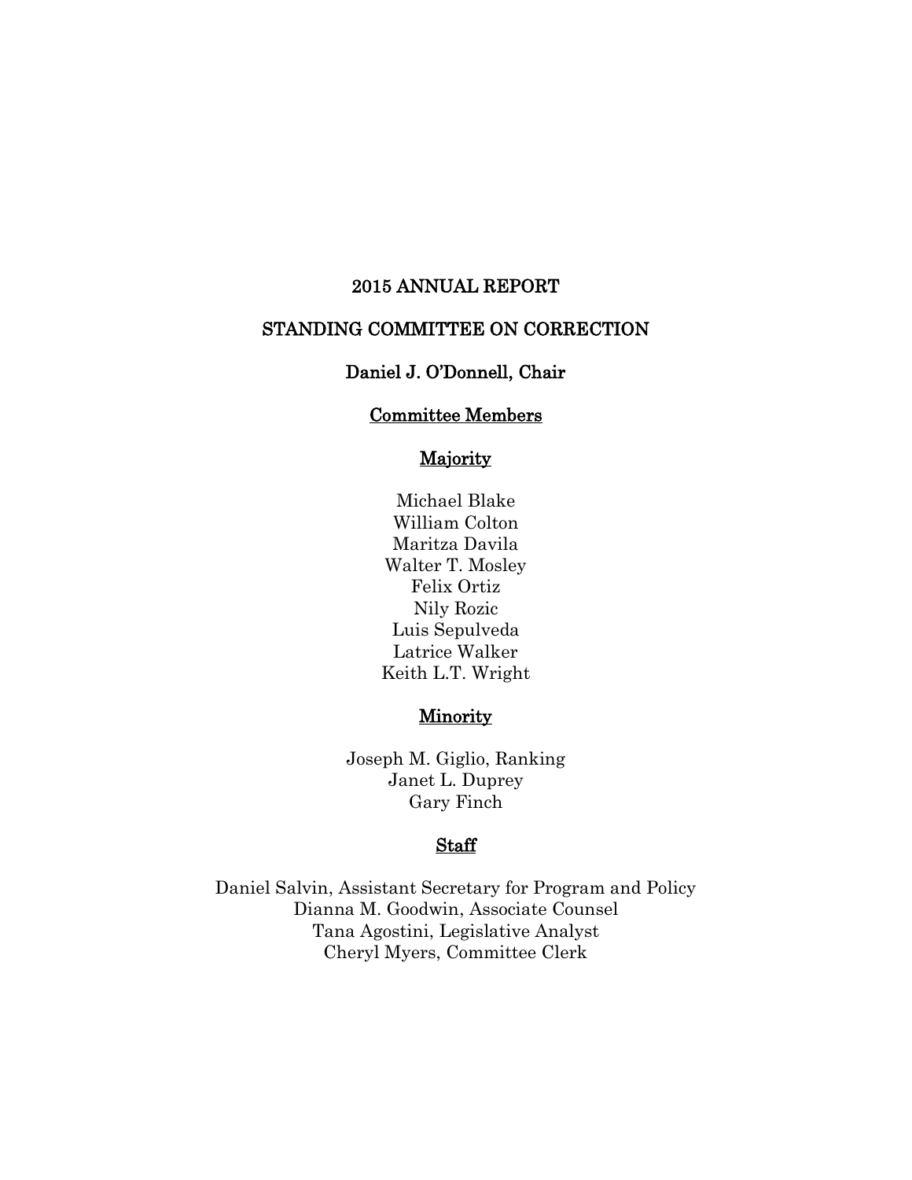# 2015 ANNUAL REPORT

# STANDING COMMITTEE ON CORRECTION

## Daniel J. O'Donnell, Chair

### Committee Members

### Majority

Michael Blake
William Colton
Maritza Davila
Walter T. Mosley
Felix Ortiz
Nily Rozic
Luis Sepulveda
Latrice Walker
Keith L.T. Wright

### Minority

Joseph M. Giglio, Ranking
Janet L. Duprey
Gary Finch

### Staff

Daniel Salvin, Assistant Secretary for Program and Policy
Dianna M. Goodwin, Associate Counsel
Tana Agostini, Legislative Analyst
Cheryl Myers, Committee Clerk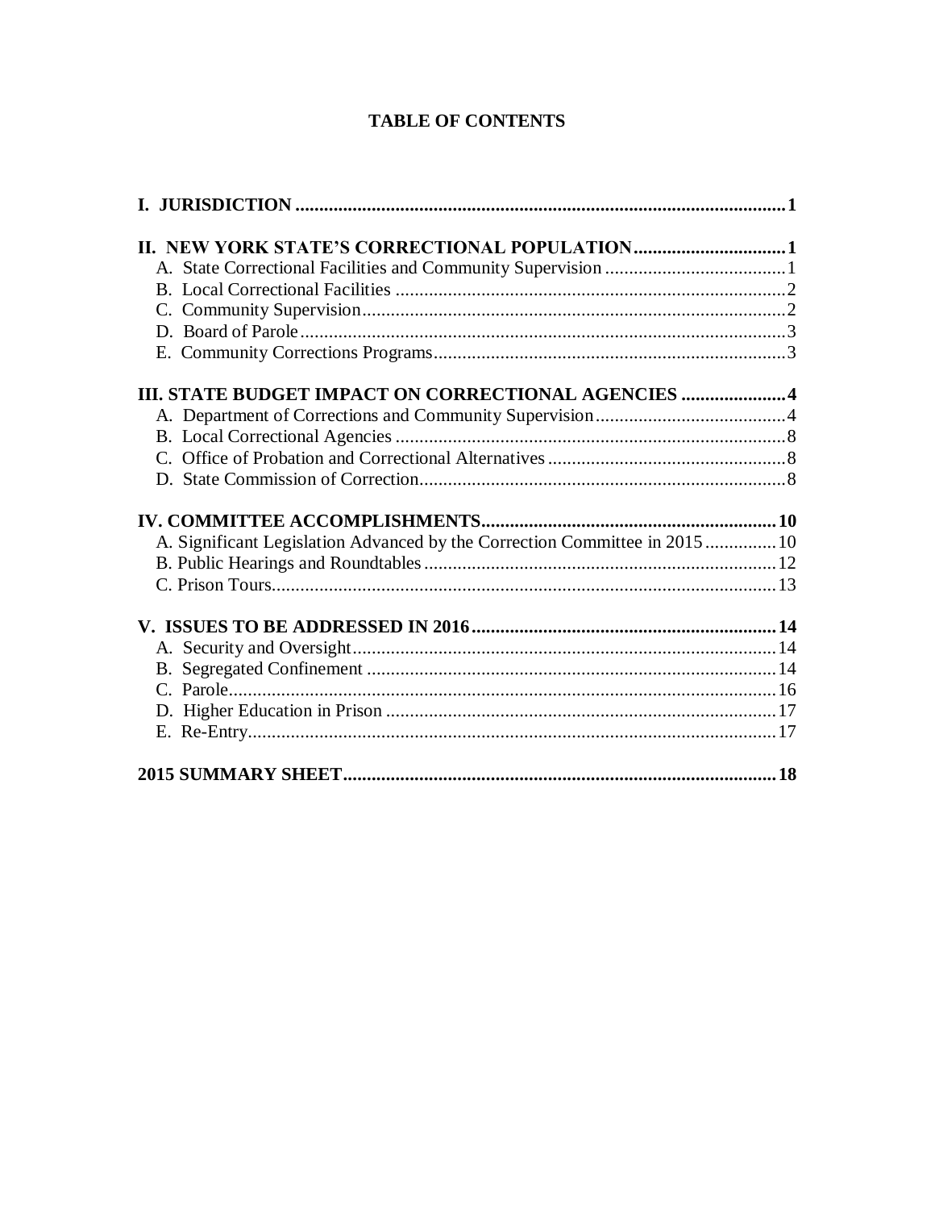# TABLE OF CONTENTS

**I. JURISDICTION** ..... **1**

**II. NEW YORK STATE'S CORRECTIONAL POPULATION** ..... **1**
- A. State Correctional Facilities and Community Supervision ..... 1
- B. Local Correctional Facilities ..... 2
- C. Community Supervision ..... 2
- D. Board of Parole ..... 3
- E. Community Corrections Programs ..... 3

**III. STATE BUDGET IMPACT ON CORRECTIONAL AGENCIES** ..... **4**
- A. Department of Corrections and Community Supervision ..... 4
- B. Local Correctional Agencies ..... 8
- C. Office of Probation and Correctional Alternatives ..... 8
- D. State Commission of Correction ..... 8

**IV. COMMITTEE ACCOMPLISHMENTS** ..... **10**
- A. Significant Legislation Advanced by the Correction Committee in 2015 ..... 10
- B. Public Hearings and Roundtables ..... 12
- C. Prison Tours ..... 13

**V. ISSUES TO BE ADDRESSED IN 2016** ..... **14**
- A. Security and Oversight ..... 14
- B. Segregated Confinement ..... 14
- C. Parole ..... 16
- D. Higher Education in Prison ..... 17
- E. Re-Entry ..... 17

**2015 SUMMARY SHEET** ..... **18**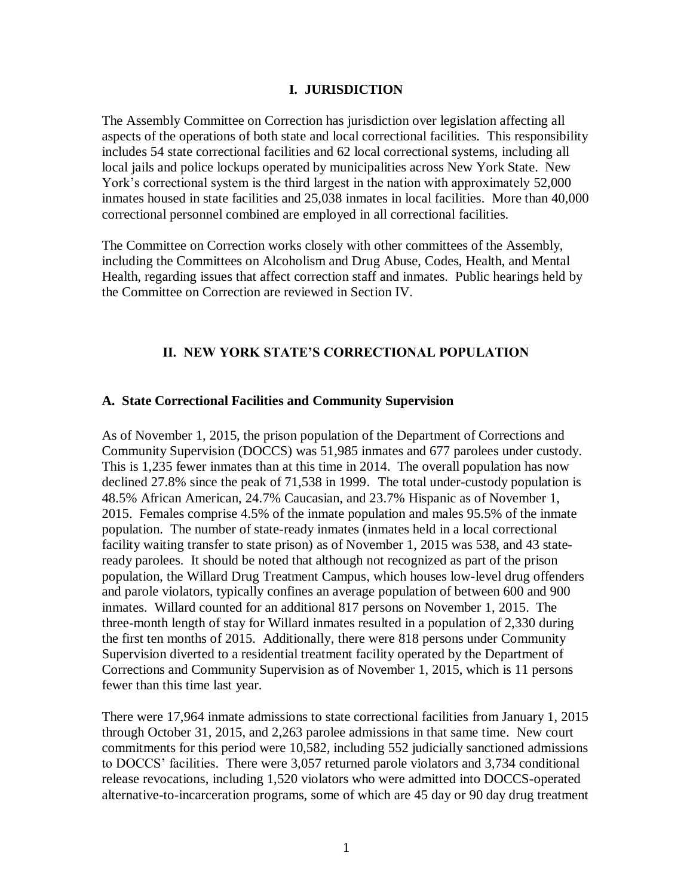## I. JURISDICTION

The Assembly Committee on Correction has jurisdiction over legislation affecting all aspects of the operations of both state and local correctional facilities. This responsibility includes 54 state correctional facilities and 62 local correctional systems, including all local jails and police lockups operated by municipalities across New York State. New York's correctional system is the third largest in the nation with approximately 52,000 inmates housed in state facilities and 25,038 inmates in local facilities. More than 40,000 correctional personnel combined are employed in all correctional facilities.

The Committee on Correction works closely with other committees of the Assembly, including the Committees on Alcoholism and Drug Abuse, Codes, Health, and Mental Health, regarding issues that affect correction staff and inmates. Public hearings held by the Committee on Correction are reviewed in Section IV.

## II. NEW YORK STATE'S CORRECTIONAL POPULATION

### A. State Correctional Facilities and Community Supervision

As of November 1, 2015, the prison population of the Department of Corrections and Community Supervision (DOCCS) was 51,985 inmates and 677 parolees under custody. This is 1,235 fewer inmates than at this time in 2014. The overall population has now declined 27.8% since the peak of 71,538 in 1999. The total under-custody population is 48.5% African American, 24.7% Caucasian, and 23.7% Hispanic as of November 1, 2015. Females comprise 4.5% of the inmate population and males 95.5% of the inmate population. The number of state-ready inmates (inmates held in a local correctional facility waiting transfer to state prison) as of November 1, 2015 was 538, and 43 state-ready parolees. It should be noted that although not recognized as part of the prison population, the Willard Drug Treatment Campus, which houses low-level drug offenders and parole violators, typically confines an average population of between 600 and 900 inmates. Willard counted for an additional 817 persons on November 1, 2015. The three-month length of stay for Willard inmates resulted in a population of 2,330 during the first ten months of 2015. Additionally, there were 818 persons under Community Supervision diverted to a residential treatment facility operated by the Department of Corrections and Community Supervision as of November 1, 2015, which is 11 persons fewer than this time last year.

There were 17,964 inmate admissions to state correctional facilities from January 1, 2015 through October 31, 2015, and 2,263 parolee admissions in that same time. New court commitments for this period were 10,582, including 552 judicially sanctioned admissions to DOCCS' facilities. There were 3,057 returned parole violators and 3,734 conditional release revocations, including 1,520 violators who were admitted into DOCCS-operated alternative-to-incarceration programs, some of which are 45 day or 90 day drug treatment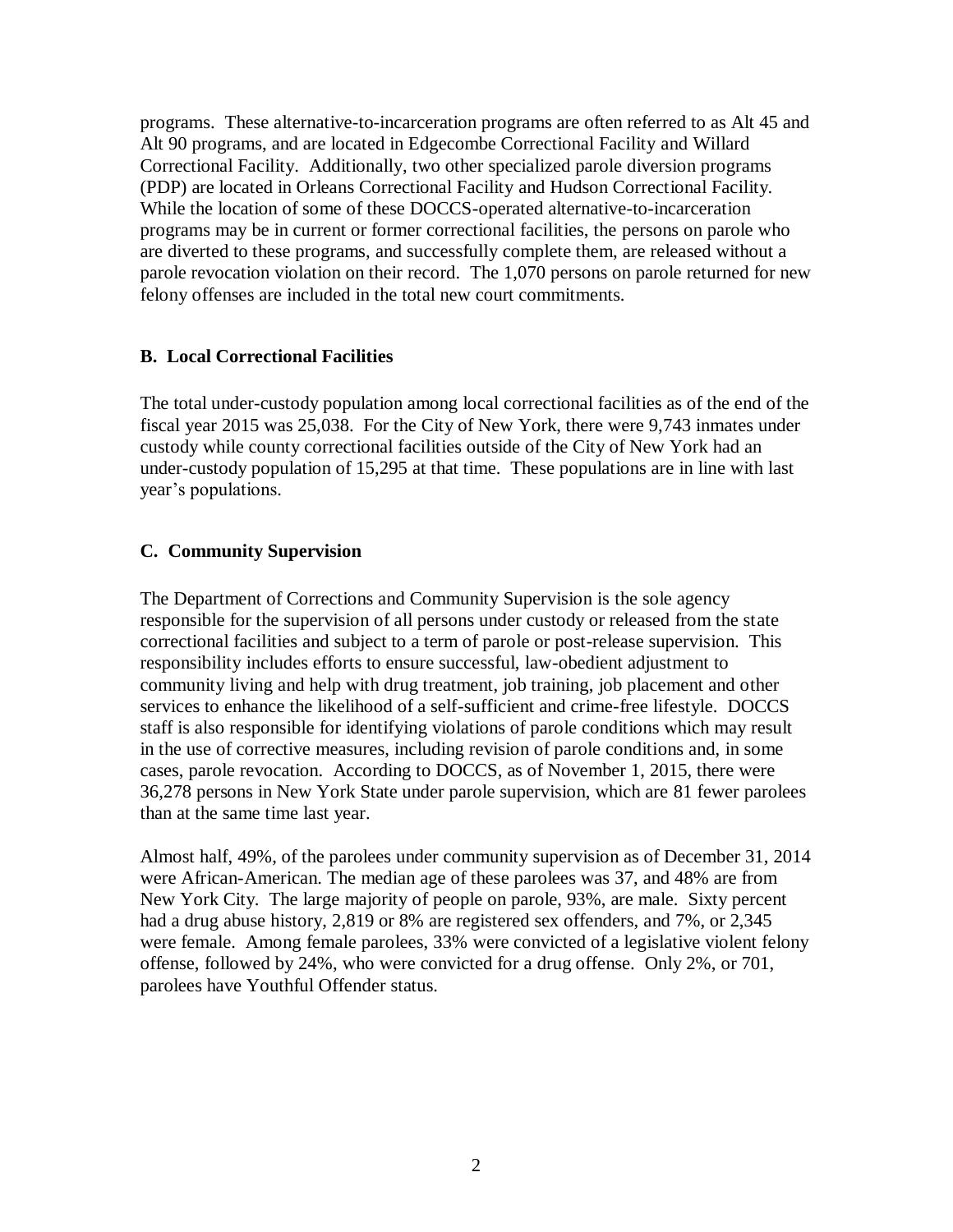programs. These alternative-to-incarceration programs are often referred to as Alt 45 and Alt 90 programs, and are located in Edgecombe Correctional Facility and Willard Correctional Facility. Additionally, two other specialized parole diversion programs (PDP) are located in Orleans Correctional Facility and Hudson Correctional Facility. While the location of some of these DOCCS-operated alternative-to-incarceration programs may be in current or former correctional facilities, the persons on parole who are diverted to these programs, and successfully complete them, are released without a parole revocation violation on their record. The 1,070 persons on parole returned for new felony offenses are included in the total new court commitments.

### B. Local Correctional Facilities

The total under-custody population among local correctional facilities as of the end of the fiscal year 2015 was 25,038. For the City of New York, there were 9,743 inmates under custody while county correctional facilities outside of the City of New York had an under-custody population of 15,295 at that time. These populations are in line with last year's populations.

### C. Community Supervision

The Department of Corrections and Community Supervision is the sole agency responsible for the supervision of all persons under custody or released from the state correctional facilities and subject to a term of parole or post-release supervision. This responsibility includes efforts to ensure successful, law-obedient adjustment to community living and help with drug treatment, job training, job placement and other services to enhance the likelihood of a self-sufficient and crime-free lifestyle. DOCCS staff is also responsible for identifying violations of parole conditions which may result in the use of corrective measures, including revision of parole conditions and, in some cases, parole revocation. According to DOCCS, as of November 1, 2015, there were 36,278 persons in New York State under parole supervision, which are 81 fewer parolees than at the same time last year.

Almost half, 49%, of the parolees under community supervision as of December 31, 2014 were African-American. The median age of these parolees was 37, and 48% are from New York City. The large majority of people on parole, 93%, are male. Sixty percent had a drug abuse history, 2,819 or 8% are registered sex offenders, and 7%, or 2,345 were female. Among female parolees, 33% were convicted of a legislative violent felony offense, followed by 24%, who were convicted for a drug offense. Only 2%, or 701, parolees have Youthful Offender status.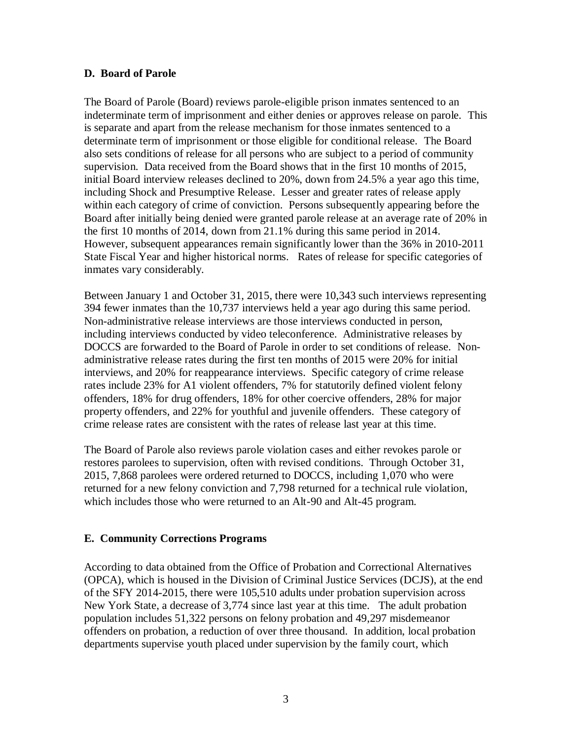### D. Board of Parole

The Board of Parole (Board) reviews parole-eligible prison inmates sentenced to an indeterminate term of imprisonment and either denies or approves release on parole. This is separate and apart from the release mechanism for those inmates sentenced to a determinate term of imprisonment or those eligible for conditional release. The Board also sets conditions of release for all persons who are subject to a period of community supervision. Data received from the Board shows that in the first 10 months of 2015, initial Board interview releases declined to 20%, down from 24.5% a year ago this time, including Shock and Presumptive Release. Lesser and greater rates of release apply within each category of crime of conviction. Persons subsequently appearing before the Board after initially being denied were granted parole release at an average rate of 20% in the first 10 months of 2014, down from 21.1% during this same period in 2014. However, subsequent appearances remain significantly lower than the 36% in 2010-2011 State Fiscal Year and higher historical norms. Rates of release for specific categories of inmates vary considerably.

Between January 1 and October 31, 2015, there were 10,343 such interviews representing 394 fewer inmates than the 10,737 interviews held a year ago during this same period. Non-administrative release interviews are those interviews conducted in person, including interviews conducted by video teleconference. Administrative releases by DOCCS are forwarded to the Board of Parole in order to set conditions of release. Non-administrative release rates during the first ten months of 2015 were 20% for initial interviews, and 20% for reappearance interviews. Specific category of crime release rates include 23% for A1 violent offenders, 7% for statutorily defined violent felony offenders, 18% for drug offenders, 18% for other coercive offenders, 28% for major property offenders, and 22% for youthful and juvenile offenders. These category of crime release rates are consistent with the rates of release last year at this time.

The Board of Parole also reviews parole violation cases and either revokes parole or restores parolees to supervision, often with revised conditions. Through October 31, 2015, 7,868 parolees were ordered returned to DOCCS, including 1,070 who were returned for a new felony conviction and 7,798 returned for a technical rule violation, which includes those who were returned to an Alt-90 and Alt-45 program.

### E. Community Corrections Programs

According to data obtained from the Office of Probation and Correctional Alternatives (OPCA), which is housed in the Division of Criminal Justice Services (DCJS), at the end of the SFY 2014-2015, there were 105,510 adults under probation supervision across New York State, a decrease of 3,774 since last year at this time. The adult probation population includes 51,322 persons on felony probation and 49,297 misdemeanor offenders on probation, a reduction of over three thousand. In addition, local probation departments supervise youth placed under supervision by the family court, which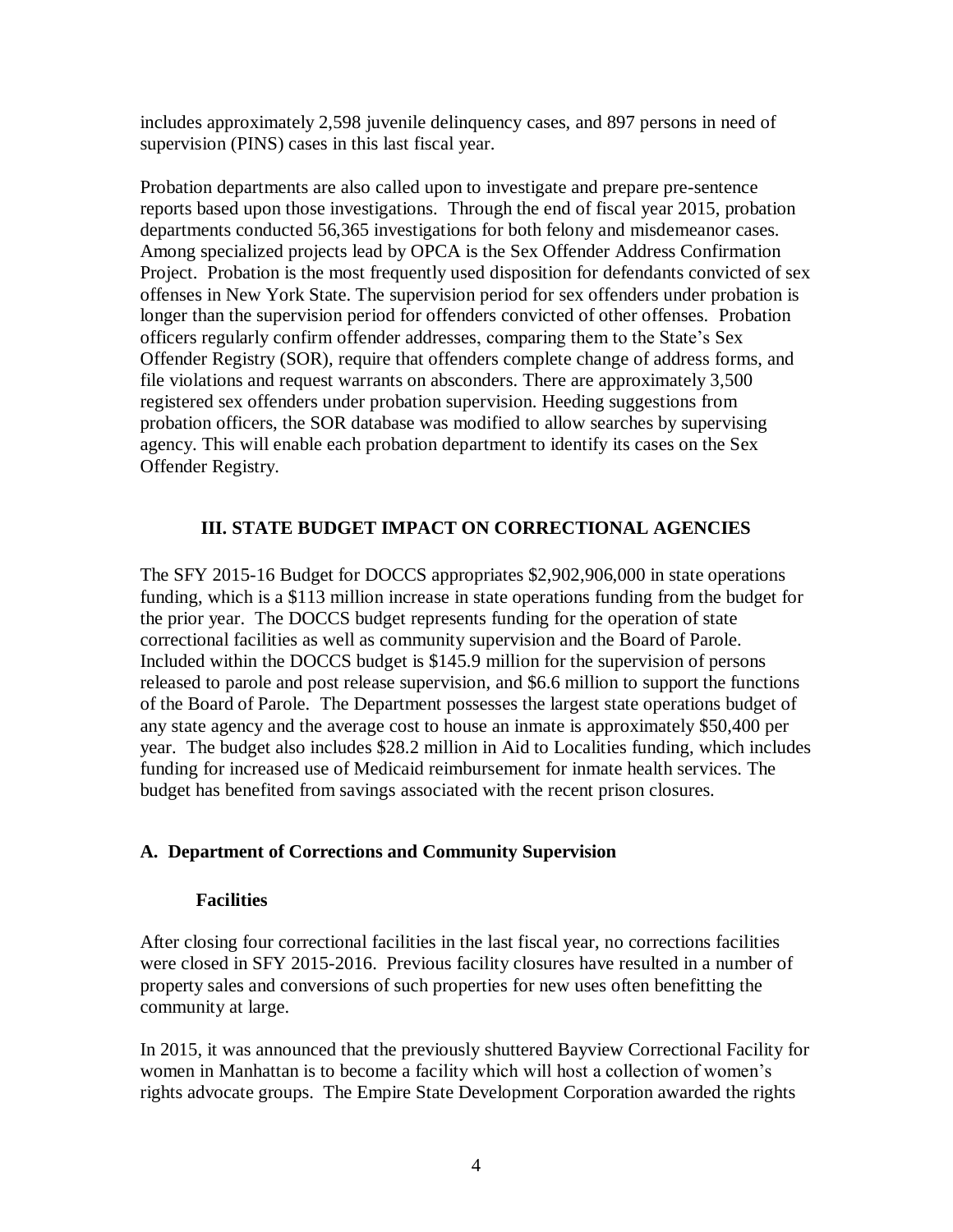includes approximately 2,598 juvenile delinquency cases, and 897 persons in need of supervision (PINS) cases in this last fiscal year.

Probation departments are also called upon to investigate and prepare pre-sentence reports based upon those investigations. Through the end of fiscal year 2015, probation departments conducted 56,365 investigations for both felony and misdemeanor cases. Among specialized projects lead by OPCA is the Sex Offender Address Confirmation Project. Probation is the most frequently used disposition for defendants convicted of sex offenses in New York State. The supervision period for sex offenders under probation is longer than the supervision period for offenders convicted of other offenses. Probation officers regularly confirm offender addresses, comparing them to the State's Sex Offender Registry (SOR), require that offenders complete change of address forms, and file violations and request warrants on absconders. There are approximately 3,500 registered sex offenders under probation supervision. Heeding suggestions from probation officers, the SOR database was modified to allow searches by supervising agency. This will enable each probation department to identify its cases on the Sex Offender Registry.

## III. STATE BUDGET IMPACT ON CORRECTIONAL AGENCIES

The SFY 2015-16 Budget for DOCCS appropriates $2,902,906,000 in state operations funding, which is a $113 million increase in state operations funding from the budget for the prior year. The DOCCS budget represents funding for the operation of state correctional facilities as well as community supervision and the Board of Parole. Included within the DOCCS budget is $145.9 million for the supervision of persons released to parole and post release supervision, and $6.6 million to support the functions of the Board of Parole. The Department possesses the largest state operations budget of any state agency and the average cost to house an inmate is approximately $50,400 per year. The budget also includes $28.2 million in Aid to Localities funding, which includes funding for increased use of Medicaid reimbursement for inmate health services. The budget has benefited from savings associated with the recent prison closures.

### A. Department of Corrections and Community Supervision

#### Facilities

After closing four correctional facilities in the last fiscal year, no corrections facilities were closed in SFY 2015-2016. Previous facility closures have resulted in a number of property sales and conversions of such properties for new uses often benefitting the community at large.

In 2015, it was announced that the previously shuttered Bayview Correctional Facility for women in Manhattan is to become a facility which will host a collection of women's rights advocate groups. The Empire State Development Corporation awarded the rights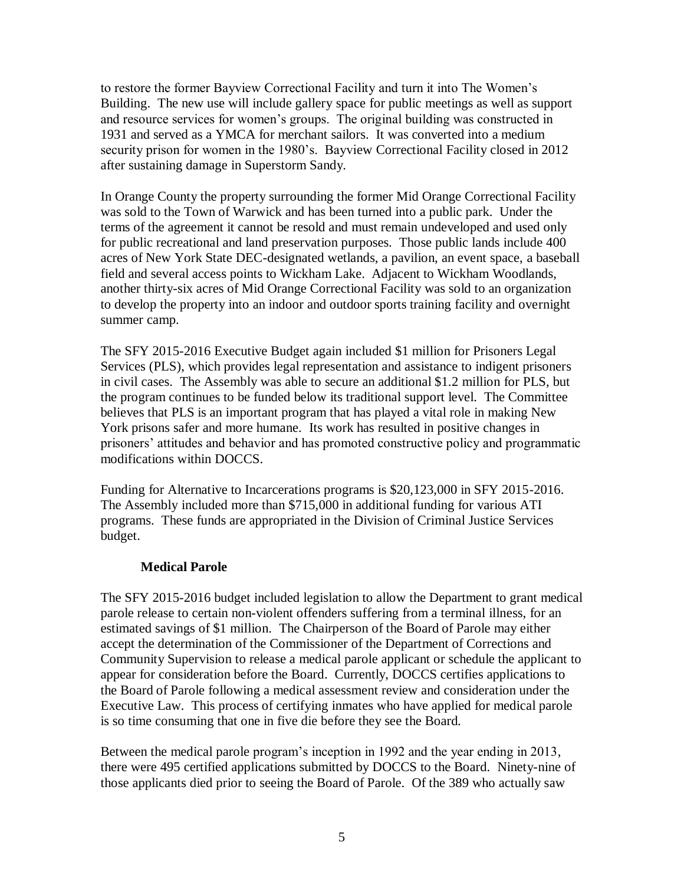to restore the former Bayview Correctional Facility and turn it into The Women's Building. The new use will include gallery space for public meetings as well as support and resource services for women's groups. The original building was constructed in 1931 and served as a YMCA for merchant sailors. It was converted into a medium security prison for women in the 1980's. Bayview Correctional Facility closed in 2012 after sustaining damage in Superstorm Sandy.

In Orange County the property surrounding the former Mid Orange Correctional Facility was sold to the Town of Warwick and has been turned into a public park. Under the terms of the agreement it cannot be resold and must remain undeveloped and used only for public recreational and land preservation purposes. Those public lands include 400 acres of New York State DEC-designated wetlands, a pavilion, an event space, a baseball field and several access points to Wickham Lake. Adjacent to Wickham Woodlands, another thirty-six acres of Mid Orange Correctional Facility was sold to an organization to develop the property into an indoor and outdoor sports training facility and overnight summer camp.

The SFY 2015-2016 Executive Budget again included $1 million for Prisoners Legal Services (PLS), which provides legal representation and assistance to indigent prisoners in civil cases. The Assembly was able to secure an additional $1.2 million for PLS, but the program continues to be funded below its traditional support level. The Committee believes that PLS is an important program that has played a vital role in making New York prisons safer and more humane. Its work has resulted in positive changes in prisoners' attitudes and behavior and has promoted constructive policy and programmatic modifications within DOCCS.

Funding for Alternative to Incarcerations programs is $20,123,000 in SFY 2015-2016. The Assembly included more than $715,000 in additional funding for various ATI programs. These funds are appropriated in the Division of Criminal Justice Services budget.

### Medical Parole

The SFY 2015-2016 budget included legislation to allow the Department to grant medical parole release to certain non-violent offenders suffering from a terminal illness, for an estimated savings of $1 million. The Chairperson of the Board of Parole may either accept the determination of the Commissioner of the Department of Corrections and Community Supervision to release a medical parole applicant or schedule the applicant to appear for consideration before the Board. Currently, DOCCS certifies applications to the Board of Parole following a medical assessment review and consideration under the Executive Law. This process of certifying inmates who have applied for medical parole is so time consuming that one in five die before they see the Board.

Between the medical parole program's inception in 1992 and the year ending in 2013, there were 495 certified applications submitted by DOCCS to the Board. Ninety-nine of those applicants died prior to seeing the Board of Parole. Of the 389 who actually saw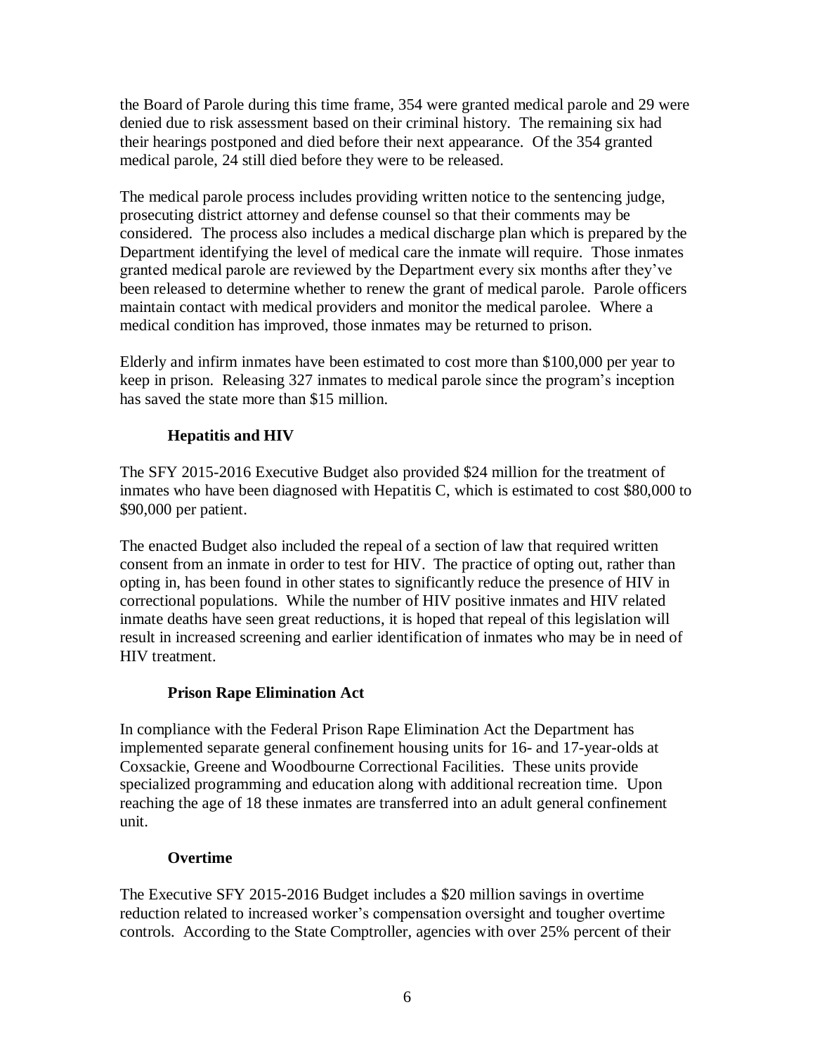the Board of Parole during this time frame, 354 were granted medical parole and 29 were denied due to risk assessment based on their criminal history. The remaining six had their hearings postponed and died before their next appearance. Of the 354 granted medical parole, 24 still died before they were to be released.

The medical parole process includes providing written notice to the sentencing judge, prosecuting district attorney and defense counsel so that their comments may be considered. The process also includes a medical discharge plan which is prepared by the Department identifying the level of medical care the inmate will require. Those inmates granted medical parole are reviewed by the Department every six months after they've been released to determine whether to renew the grant of medical parole. Parole officers maintain contact with medical providers and monitor the medical parolee. Where a medical condition has improved, those inmates may be returned to prison.

Elderly and infirm inmates have been estimated to cost more than $100,000 per year to keep in prison. Releasing 327 inmates to medical parole since the program's inception has saved the state more than $15 million.

### Hepatitis and HIV

The SFY 2015-2016 Executive Budget also provided $24 million for the treatment of inmates who have been diagnosed with Hepatitis C, which is estimated to cost $80,000 to $90,000 per patient.

The enacted Budget also included the repeal of a section of law that required written consent from an inmate in order to test for HIV. The practice of opting out, rather than opting in, has been found in other states to significantly reduce the presence of HIV in correctional populations. While the number of HIV positive inmates and HIV related inmate deaths have seen great reductions, it is hoped that repeal of this legislation will result in increased screening and earlier identification of inmates who may be in need of HIV treatment.

### Prison Rape Elimination Act

In compliance with the Federal Prison Rape Elimination Act the Department has implemented separate general confinement housing units for 16- and 17-year-olds at Coxsackie, Greene and Woodbourne Correctional Facilities. These units provide specialized programming and education along with additional recreation time. Upon reaching the age of 18 these inmates are transferred into an adult general confinement unit.

### Overtime

The Executive SFY 2015-2016 Budget includes a $20 million savings in overtime reduction related to increased worker's compensation oversight and tougher overtime controls. According to the State Comptroller, agencies with over 25% percent of their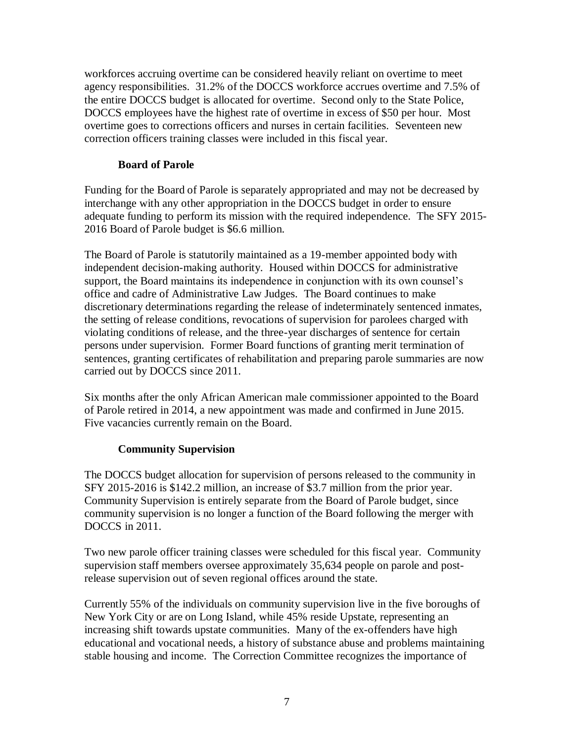workforces accruing overtime can be considered heavily reliant on overtime to meet agency responsibilities. 31.2% of the DOCCS workforce accrues overtime and 7.5% of the entire DOCCS budget is allocated for overtime. Second only to the State Police, DOCCS employees have the highest rate of overtime in excess of $50 per hour. Most overtime goes to corrections officers and nurses in certain facilities. Seventeen new correction officers training classes were included in this fiscal year.

### Board of Parole

Funding for the Board of Parole is separately appropriated and may not be decreased by interchange with any other appropriation in the DOCCS budget in order to ensure adequate funding to perform its mission with the required independence. The SFY 2015-2016 Board of Parole budget is $6.6 million.

The Board of Parole is statutorily maintained as a 19-member appointed body with independent decision-making authority. Housed within DOCCS for administrative support, the Board maintains its independence in conjunction with its own counsel's office and cadre of Administrative Law Judges. The Board continues to make discretionary determinations regarding the release of indeterminately sentenced inmates, the setting of release conditions, revocations of supervision for parolees charged with violating conditions of release, and the three-year discharges of sentence for certain persons under supervision. Former Board functions of granting merit termination of sentences, granting certificates of rehabilitation and preparing parole summaries are now carried out by DOCCS since 2011.

Six months after the only African American male commissioner appointed to the Board of Parole retired in 2014, a new appointment was made and confirmed in June 2015. Five vacancies currently remain on the Board.

### Community Supervision

The DOCCS budget allocation for supervision of persons released to the community in SFY 2015-2016 is $142.2 million, an increase of $3.7 million from the prior year. Community Supervision is entirely separate from the Board of Parole budget, since community supervision is no longer a function of the Board following the merger with DOCCS in 2011.

Two new parole officer training classes were scheduled for this fiscal year. Community supervision staff members oversee approximately 35,634 people on parole and post-release supervision out of seven regional offices around the state.

Currently 55% of the individuals on community supervision live in the five boroughs of New York City or are on Long Island, while 45% reside Upstate, representing an increasing shift towards upstate communities. Many of the ex-offenders have high educational and vocational needs, a history of substance abuse and problems maintaining stable housing and income. The Correction Committee recognizes the importance of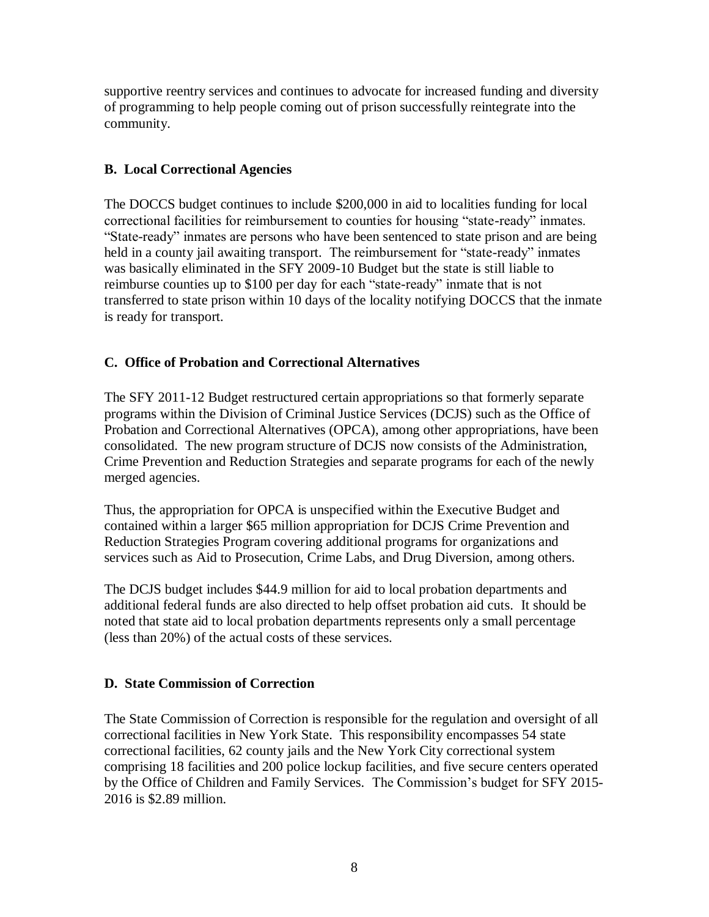supportive reentry services and continues to advocate for increased funding and diversity of programming to help people coming out of prison successfully reintegrate into the community.

### B. Local Correctional Agencies

The DOCCS budget continues to include $200,000 in aid to localities funding for local correctional facilities for reimbursement to counties for housing "state-ready" inmates. "State-ready" inmates are persons who have been sentenced to state prison and are being held in a county jail awaiting transport. The reimbursement for "state-ready" inmates was basically eliminated in the SFY 2009-10 Budget but the state is still liable to reimburse counties up to $100 per day for each "state-ready" inmate that is not transferred to state prison within 10 days of the locality notifying DOCCS that the inmate is ready for transport.

### C. Office of Probation and Correctional Alternatives

The SFY 2011-12 Budget restructured certain appropriations so that formerly separate programs within the Division of Criminal Justice Services (DCJS) such as the Office of Probation and Correctional Alternatives (OPCA), among other appropriations, have been consolidated. The new program structure of DCJS now consists of the Administration, Crime Prevention and Reduction Strategies and separate programs for each of the newly merged agencies.

Thus, the appropriation for OPCA is unspecified within the Executive Budget and contained within a larger $65 million appropriation for DCJS Crime Prevention and Reduction Strategies Program covering additional programs for organizations and services such as Aid to Prosecution, Crime Labs, and Drug Diversion, among others.

The DCJS budget includes $44.9 million for aid to local probation departments and additional federal funds are also directed to help offset probation aid cuts. It should be noted that state aid to local probation departments represents only a small percentage (less than 20%) of the actual costs of these services.

### D. State Commission of Correction

The State Commission of Correction is responsible for the regulation and oversight of all correctional facilities in New York State. This responsibility encompasses 54 state correctional facilities, 62 county jails and the New York City correctional system comprising 18 facilities and 200 police lockup facilities, and five secure centers operated by the Office of Children and Family Services. The Commission's budget for SFY 2015-2016 is $2.89 million.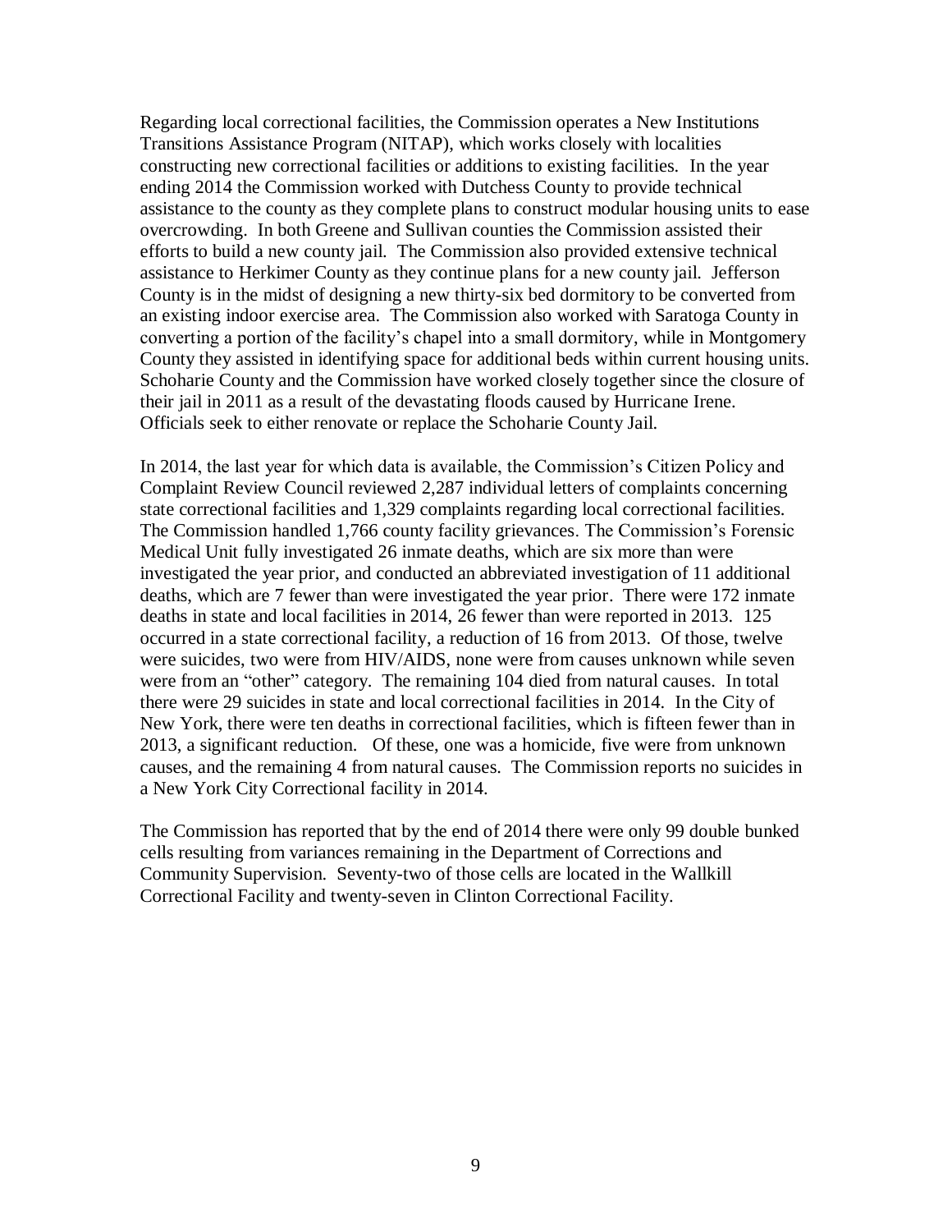Regarding local correctional facilities, the Commission operates a New Institutions Transitions Assistance Program (NITAP), which works closely with localities constructing new correctional facilities or additions to existing facilities. In the year ending 2014 the Commission worked with Dutchess County to provide technical assistance to the county as they complete plans to construct modular housing units to ease overcrowding. In both Greene and Sullivan counties the Commission assisted their efforts to build a new county jail. The Commission also provided extensive technical assistance to Herkimer County as they continue plans for a new county jail. Jefferson County is in the midst of designing a new thirty-six bed dormitory to be converted from an existing indoor exercise area. The Commission also worked with Saratoga County in converting a portion of the facility's chapel into a small dormitory, while in Montgomery County they assisted in identifying space for additional beds within current housing units. Schoharie County and the Commission have worked closely together since the closure of their jail in 2011 as a result of the devastating floods caused by Hurricane Irene. Officials seek to either renovate or replace the Schoharie County Jail.

In 2014, the last year for which data is available, the Commission's Citizen Policy and Complaint Review Council reviewed 2,287 individual letters of complaints concerning state correctional facilities and 1,329 complaints regarding local correctional facilities. The Commission handled 1,766 county facility grievances. The Commission's Forensic Medical Unit fully investigated 26 inmate deaths, which are six more than were investigated the year prior, and conducted an abbreviated investigation of 11 additional deaths, which are 7 fewer than were investigated the year prior. There were 172 inmate deaths in state and local facilities in 2014, 26 fewer than were reported in 2013. 125 occurred in a state correctional facility, a reduction of 16 from 2013. Of those, twelve were suicides, two were from HIV/AIDS, none were from causes unknown while seven were from an "other" category. The remaining 104 died from natural causes. In total there were 29 suicides in state and local correctional facilities in 2014. In the City of New York, there were ten deaths in correctional facilities, which is fifteen fewer than in 2013, a significant reduction. Of these, one was a homicide, five were from unknown causes, and the remaining 4 from natural causes. The Commission reports no suicides in a New York City Correctional facility in 2014.

The Commission has reported that by the end of 2014 there were only 99 double bunked cells resulting from variances remaining in the Department of Corrections and Community Supervision. Seventy-two of those cells are located in the Wallkill Correctional Facility and twenty-seven in Clinton Correctional Facility.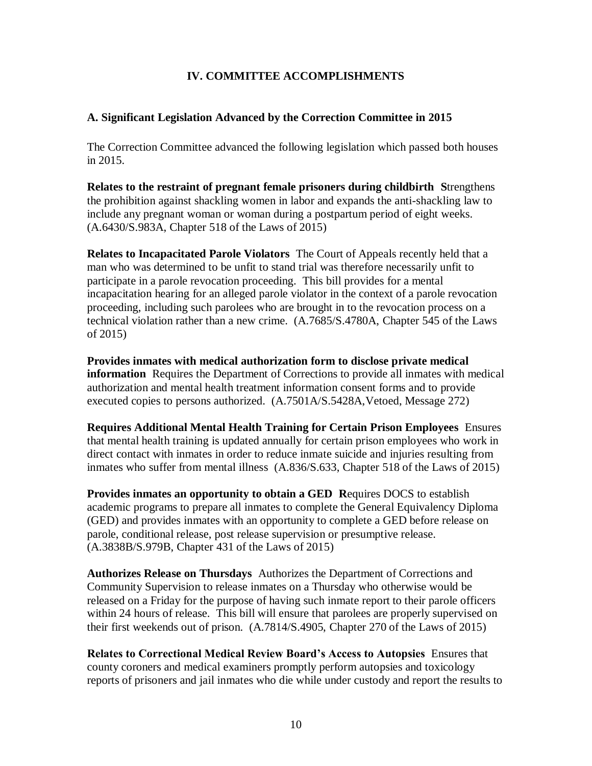## IV. COMMITTEE ACCOMPLISHMENTS

### A. Significant Legislation Advanced by the Correction Committee in 2015

The Correction Committee advanced the following legislation which passed both houses in 2015.

**Relates to the restraint of pregnant female prisoners during childbirth** **S**trengthens the prohibition against shackling women in labor and expands the anti-shackling law to include any pregnant woman or woman during a postpartum period of eight weeks. (A.6430/S.983A, Chapter 518 of the Laws of 2015)

**Relates to Incapacitated Parole Violators** The Court of Appeals recently held that a man who was determined to be unfit to stand trial was therefore necessarily unfit to participate in a parole revocation proceeding. This bill provides for a mental incapacitation hearing for an alleged parole violator in the context of a parole revocation proceeding, including such parolees who are brought in to the revocation process on a technical violation rather than a new crime. (A.7685/S.4780A, Chapter 545 of the Laws of 2015)

**Provides inmates with medical authorization form to disclose private medical information** Requires the Department of Corrections to provide all inmates with medical authorization and mental health treatment information consent forms and to provide executed copies to persons authorized. (A.7501A/S.5428A,Vetoed, Message 272)

**Requires Additional Mental Health Training for Certain Prison Employees** Ensures that mental health training is updated annually for certain prison employees who work in direct contact with inmates in order to reduce inmate suicide and injuries resulting from inmates who suffer from mental illness (A.836/S.633, Chapter 518 of the Laws of 2015)

**Provides inmates an opportunity to obtain a GED** **R**equires DOCS to establish academic programs to prepare all inmates to complete the General Equivalency Diploma (GED) and provides inmates with an opportunity to complete a GED before release on parole, conditional release, post release supervision or presumptive release. (A.3838B/S.979B, Chapter 431 of the Laws of 2015)

**Authorizes Release on Thursdays** Authorizes the Department of Corrections and Community Supervision to release inmates on a Thursday who otherwise would be released on a Friday for the purpose of having such inmate report to their parole officers within 24 hours of release. This bill will ensure that parolees are properly supervised on their first weekends out of prison. (A.7814/S.4905, Chapter 270 of the Laws of 2015)

**Relates to Correctional Medical Review Board's Access to Autopsies** Ensures that county coroners and medical examiners promptly perform autopsies and toxicology reports of prisoners and jail inmates who die while under custody and report the results to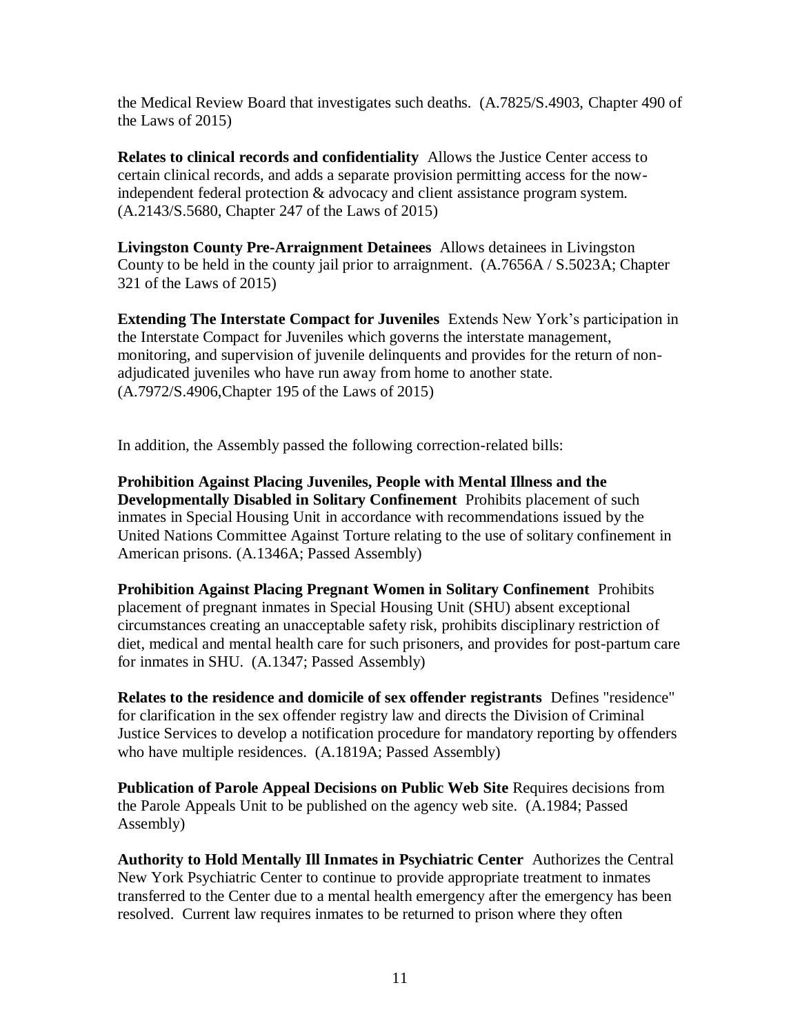the Medical Review Board that investigates such deaths. (A.7825/S.4903, Chapter 490 of the Laws of 2015)

**Relates to clinical records and confidentiality** Allows the Justice Center access to certain clinical records, and adds a separate provision permitting access for the now-independent federal protection & advocacy and client assistance program system. (A.2143/S.5680, Chapter 247 of the Laws of 2015)

**Livingston County Pre-Arraignment Detainees** Allows detainees in Livingston County to be held in the county jail prior to arraignment. (A.7656A / S.5023A; Chapter 321 of the Laws of 2015)

**Extending The Interstate Compact for Juveniles** Extends New York's participation in the Interstate Compact for Juveniles which governs the interstate management, monitoring, and supervision of juvenile delinquents and provides for the return of non-adjudicated juveniles who have run away from home to another state. (A.7972/S.4906,Chapter 195 of the Laws of 2015)

In addition, the Assembly passed the following correction-related bills:

**Prohibition Against Placing Juveniles, People with Mental Illness and the Developmentally Disabled in Solitary Confinement** Prohibits placement of such inmates in Special Housing Unit in accordance with recommendations issued by the United Nations Committee Against Torture relating to the use of solitary confinement in American prisons. (A.1346A; Passed Assembly)

**Prohibition Against Placing Pregnant Women in Solitary Confinement** Prohibits placement of pregnant inmates in Special Housing Unit (SHU) absent exceptional circumstances creating an unacceptable safety risk, prohibits disciplinary restriction of diet, medical and mental health care for such prisoners, and provides for post-partum care for inmates in SHU. (A.1347; Passed Assembly)

**Relates to the residence and domicile of sex offender registrants** Defines "residence" for clarification in the sex offender registry law and directs the Division of Criminal Justice Services to develop a notification procedure for mandatory reporting by offenders who have multiple residences. (A.1819A; Passed Assembly)

**Publication of Parole Appeal Decisions on Public Web Site** Requires decisions from the Parole Appeals Unit to be published on the agency web site. (A.1984; Passed Assembly)

**Authority to Hold Mentally Ill Inmates in Psychiatric Center** Authorizes the Central New York Psychiatric Center to continue to provide appropriate treatment to inmates transferred to the Center due to a mental health emergency after the emergency has been resolved. Current law requires inmates to be returned to prison where they often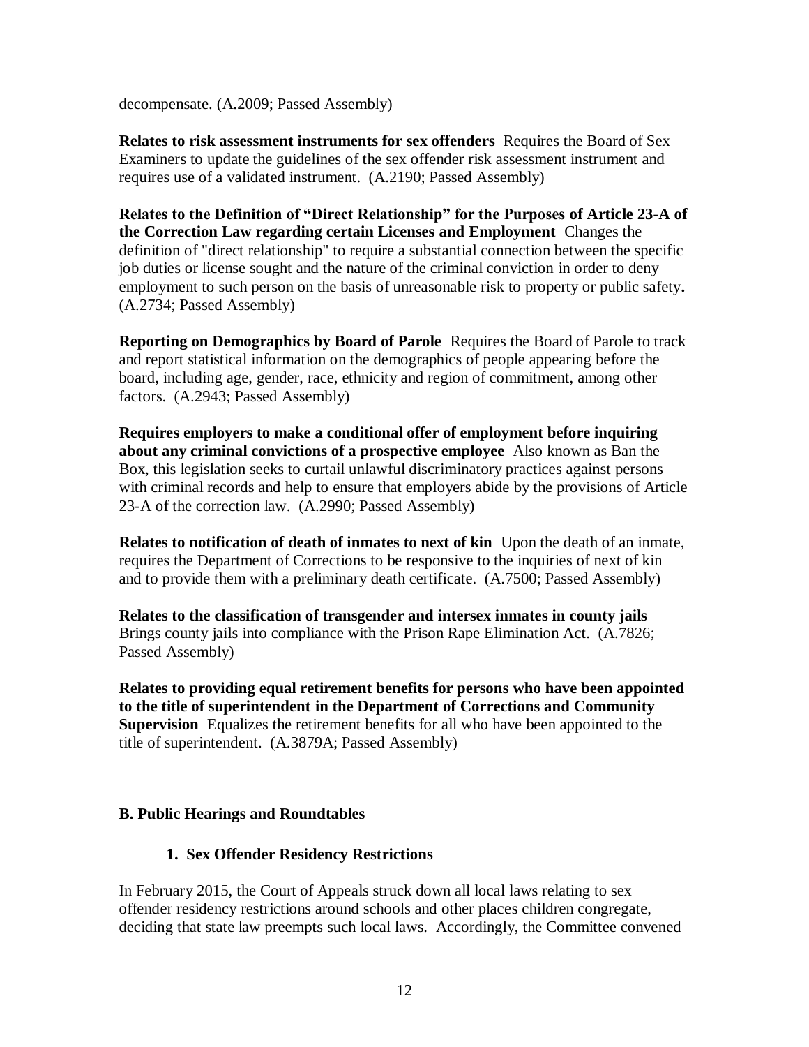decompensate. (A.2009; Passed Assembly)

**Relates to risk assessment instruments for sex offenders** Requires the Board of Sex Examiners to update the guidelines of the sex offender risk assessment instrument and requires use of a validated instrument. (A.2190; Passed Assembly)

**Relates to the Definition of "Direct Relationship" for the Purposes of Article 23-A of the Correction Law regarding certain Licenses and Employment** Changes the definition of "direct relationship" to require a substantial connection between the specific job duties or license sought and the nature of the criminal conviction in order to deny employment to such person on the basis of unreasonable risk to property or public safety**.** (A.2734; Passed Assembly)

**Reporting on Demographics by Board of Parole** Requires the Board of Parole to track and report statistical information on the demographics of people appearing before the board, including age, gender, race, ethnicity and region of commitment, among other factors. (A.2943; Passed Assembly)

**Requires employers to make a conditional offer of employment before inquiring about any criminal convictions of a prospective employee** Also known as Ban the Box, this legislation seeks to curtail unlawful discriminatory practices against persons with criminal records and help to ensure that employers abide by the provisions of Article 23-A of the correction law. (A.2990; Passed Assembly)

**Relates to notification of death of inmates to next of kin** Upon the death of an inmate, requires the Department of Corrections to be responsive to the inquiries of next of kin and to provide them with a preliminary death certificate. (A.7500; Passed Assembly)

**Relates to the classification of transgender and intersex inmates in county jails** Brings county jails into compliance with the Prison Rape Elimination Act. (A.7826; Passed Assembly)

**Relates to providing equal retirement benefits for persons who have been appointed to the title of superintendent in the Department of Corrections and Community Supervision** Equalizes the retirement benefits for all who have been appointed to the title of superintendent. (A.3879A; Passed Assembly)

### B. Public Hearings and Roundtables

#### 1. Sex Offender Residency Restrictions

In February 2015, the Court of Appeals struck down all local laws relating to sex offender residency restrictions around schools and other places children congregate, deciding that state law preempts such local laws. Accordingly, the Committee convened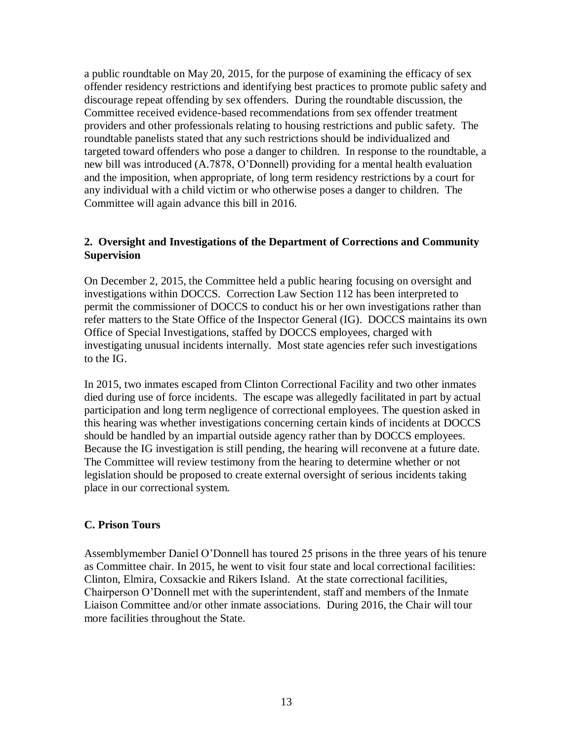a public roundtable on May 20, 2015, for the purpose of examining the efficacy of sex offender residency restrictions and identifying best practices to promote public safety and discourage repeat offending by sex offenders. During the roundtable discussion, the Committee received evidence-based recommendations from sex offender treatment providers and other professionals relating to housing restrictions and public safety. The roundtable panelists stated that any such restrictions should be individualized and targeted toward offenders who pose a danger to children. In response to the roundtable, a new bill was introduced (A.7878, O'Donnell) providing for a mental health evaluation and the imposition, when appropriate, of long term residency restrictions by a court for any individual with a child victim or who otherwise poses a danger to children. The Committee will again advance this bill in 2016.

### 2. Oversight and Investigations of the Department of Corrections and Community Supervision

On December 2, 2015, the Committee held a public hearing focusing on oversight and investigations within DOCCS. Correction Law Section 112 has been interpreted to permit the commissioner of DOCCS to conduct his or her own investigations rather than refer matters to the State Office of the Inspector General (IG). DOCCS maintains its own Office of Special Investigations, staffed by DOCCS employees, charged with investigating unusual incidents internally. Most state agencies refer such investigations to the IG.

In 2015, two inmates escaped from Clinton Correctional Facility and two other inmates died during use of force incidents. The escape was allegedly facilitated in part by actual participation and long term negligence of correctional employees. The question asked in this hearing was whether investigations concerning certain kinds of incidents at DOCCS should be handled by an impartial outside agency rather than by DOCCS employees. Because the IG investigation is still pending, the hearing will reconvene at a future date. The Committee will review testimony from the hearing to determine whether or not legislation should be proposed to create external oversight of serious incidents taking place in our correctional system.

## C. Prison Tours

Assemblymember Daniel O'Donnell has toured 25 prisons in the three years of his tenure as Committee chair. In 2015, he went to visit four state and local correctional facilities: Clinton, Elmira, Coxsackie and Rikers Island. At the state correctional facilities, Chairperson O'Donnell met with the superintendent, staff and members of the Inmate Liaison Committee and/or other inmate associations. During 2016, the Chair will tour more facilities throughout the State.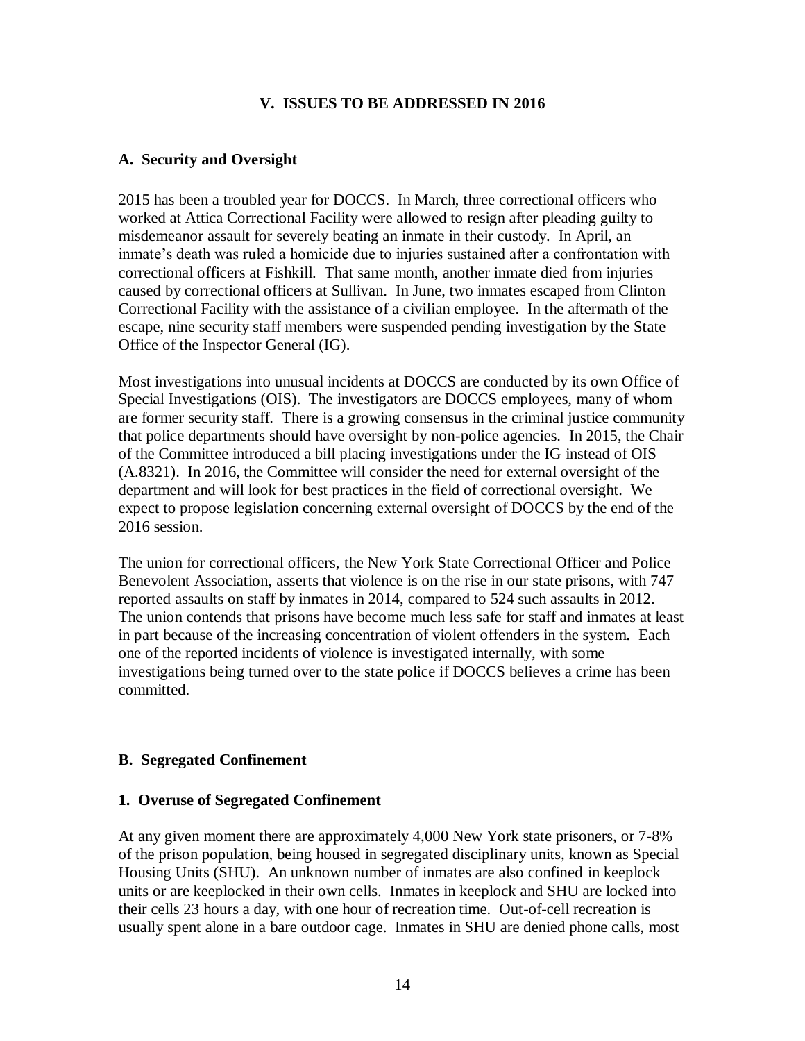## V. ISSUES TO BE ADDRESSED IN 2016

### A. Security and Oversight

2015 has been a troubled year for DOCCS. In March, three correctional officers who worked at Attica Correctional Facility were allowed to resign after pleading guilty to misdemeanor assault for severely beating an inmate in their custody. In April, an inmate's death was ruled a homicide due to injuries sustained after a confrontation with correctional officers at Fishkill. That same month, another inmate died from injuries caused by correctional officers at Sullivan. In June, two inmates escaped from Clinton Correctional Facility with the assistance of a civilian employee. In the aftermath of the escape, nine security staff members were suspended pending investigation by the State Office of the Inspector General (IG).

Most investigations into unusual incidents at DOCCS are conducted by its own Office of Special Investigations (OIS). The investigators are DOCCS employees, many of whom are former security staff. There is a growing consensus in the criminal justice community that police departments should have oversight by non-police agencies. In 2015, the Chair of the Committee introduced a bill placing investigations under the IG instead of OIS (A.8321). In 2016, the Committee will consider the need for external oversight of the department and will look for best practices in the field of correctional oversight. We expect to propose legislation concerning external oversight of DOCCS by the end of the 2016 session.

The union for correctional officers, the New York State Correctional Officer and Police Benevolent Association, asserts that violence is on the rise in our state prisons, with 747 reported assaults on staff by inmates in 2014, compared to 524 such assaults in 2012. The union contends that prisons have become much less safe for staff and inmates at least in part because of the increasing concentration of violent offenders in the system. Each one of the reported incidents of violence is investigated internally, with some investigations being turned over to the state police if DOCCS believes a crime has been committed.

### B. Segregated Confinement

#### 1. Overuse of Segregated Confinement

At any given moment there are approximately 4,000 New York state prisoners, or 7-8% of the prison population, being housed in segregated disciplinary units, known as Special Housing Units (SHU). An unknown number of inmates are also confined in keeplock units or are keeplocked in their own cells. Inmates in keeplock and SHU are locked into their cells 23 hours a day, with one hour of recreation time. Out-of-cell recreation is usually spent alone in a bare outdoor cage. Inmates in SHU are denied phone calls, most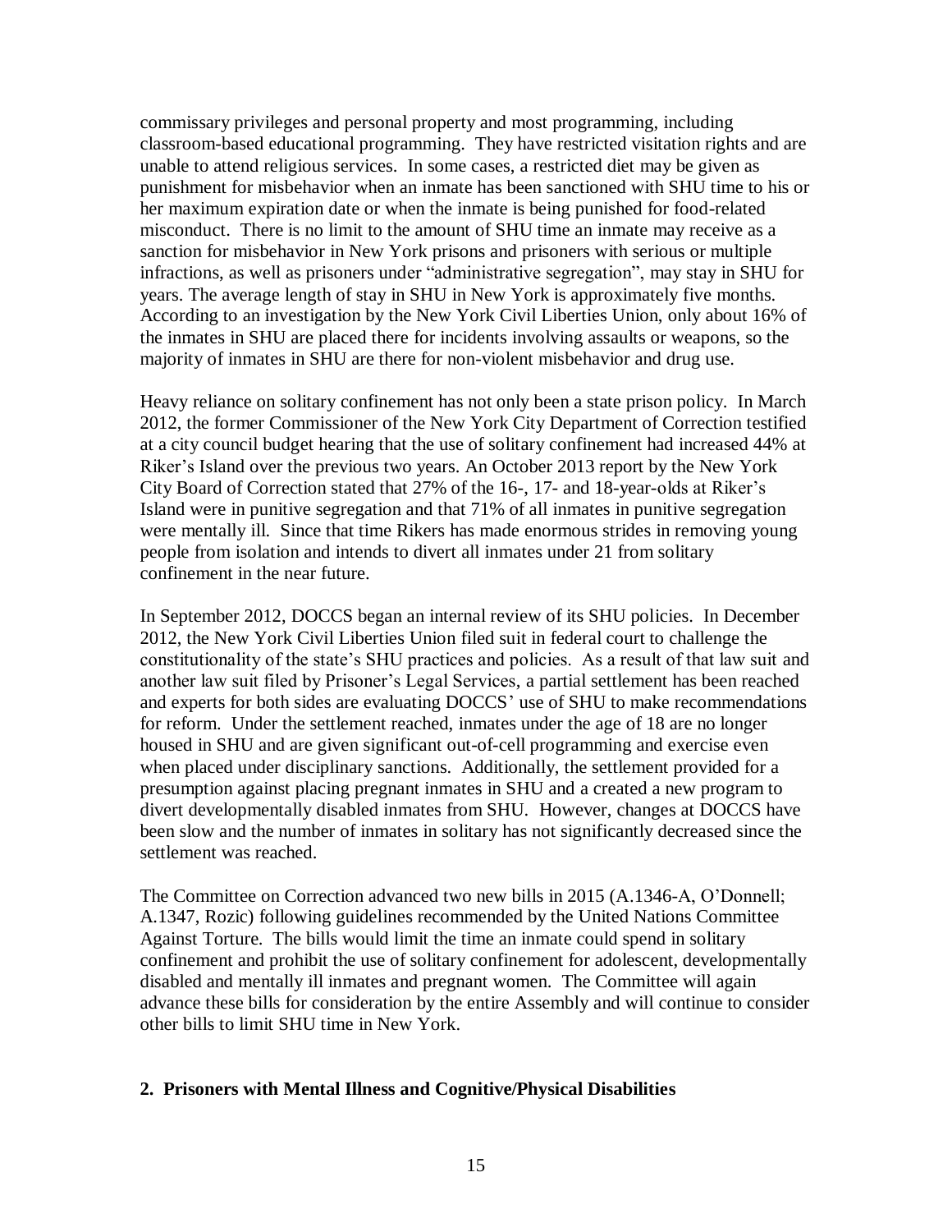commissary privileges and personal property and most programming, including classroom-based educational programming. They have restricted visitation rights and are unable to attend religious services. In some cases, a restricted diet may be given as punishment for misbehavior when an inmate has been sanctioned with SHU time to his or her maximum expiration date or when the inmate is being punished for food-related misconduct. There is no limit to the amount of SHU time an inmate may receive as a sanction for misbehavior in New York prisons and prisoners with serious or multiple infractions, as well as prisoners under "administrative segregation", may stay in SHU for years. The average length of stay in SHU in New York is approximately five months. According to an investigation by the New York Civil Liberties Union, only about 16% of the inmates in SHU are placed there for incidents involving assaults or weapons, so the majority of inmates in SHU are there for non-violent misbehavior and drug use.

Heavy reliance on solitary confinement has not only been a state prison policy. In March 2012, the former Commissioner of the New York City Department of Correction testified at a city council budget hearing that the use of solitary confinement had increased 44% at Riker's Island over the previous two years. An October 2013 report by the New York City Board of Correction stated that 27% of the 16-, 17- and 18-year-olds at Riker's Island were in punitive segregation and that 71% of all inmates in punitive segregation were mentally ill. Since that time Rikers has made enormous strides in removing young people from isolation and intends to divert all inmates under 21 from solitary confinement in the near future.

In September 2012, DOCCS began an internal review of its SHU policies. In December 2012, the New York Civil Liberties Union filed suit in federal court to challenge the constitutionality of the state's SHU practices and policies. As a result of that law suit and another law suit filed by Prisoner's Legal Services, a partial settlement has been reached and experts for both sides are evaluating DOCCS' use of SHU to make recommendations for reform. Under the settlement reached, inmates under the age of 18 are no longer housed in SHU and are given significant out-of-cell programming and exercise even when placed under disciplinary sanctions. Additionally, the settlement provided for a presumption against placing pregnant inmates in SHU and a created a new program to divert developmentally disabled inmates from SHU. However, changes at DOCCS have been slow and the number of inmates in solitary has not significantly decreased since the settlement was reached.

The Committee on Correction advanced two new bills in 2015 (A.1346-A, O'Donnell; A.1347, Rozic) following guidelines recommended by the United Nations Committee Against Torture. The bills would limit the time an inmate could spend in solitary confinement and prohibit the use of solitary confinement for adolescent, developmentally disabled and mentally ill inmates and pregnant women. The Committee will again advance these bills for consideration by the entire Assembly and will continue to consider other bills to limit SHU time in New York.

### 2. Prisoners with Mental Illness and Cognitive/Physical Disabilities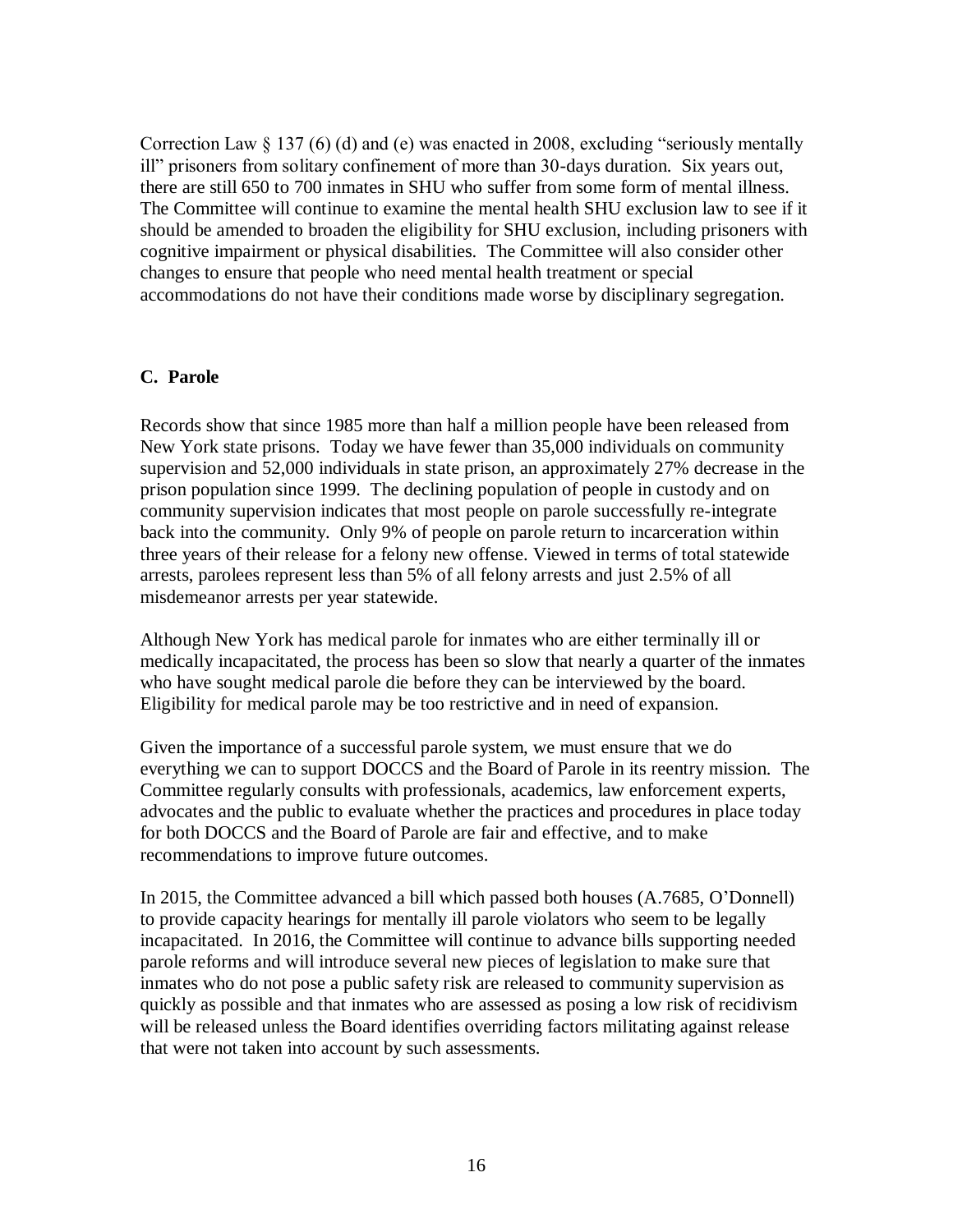Correction Law § 137 (6) (d) and (e) was enacted in 2008, excluding "seriously mentally ill" prisoners from solitary confinement of more than 30-days duration. Six years out, there are still 650 to 700 inmates in SHU who suffer from some form of mental illness. The Committee will continue to examine the mental health SHU exclusion law to see if it should be amended to broaden the eligibility for SHU exclusion, including prisoners with cognitive impairment or physical disabilities. The Committee will also consider other changes to ensure that people who need mental health treatment or special accommodations do not have their conditions made worse by disciplinary segregation.

### C. Parole

Records show that since 1985 more than half a million people have been released from New York state prisons. Today we have fewer than 35,000 individuals on community supervision and 52,000 individuals in state prison, an approximately 27% decrease in the prison population since 1999. The declining population of people in custody and on community supervision indicates that most people on parole successfully re-integrate back into the community. Only 9% of people on parole return to incarceration within three years of their release for a felony new offense. Viewed in terms of total statewide arrests, parolees represent less than 5% of all felony arrests and just 2.5% of all misdemeanor arrests per year statewide.

Although New York has medical parole for inmates who are either terminally ill or medically incapacitated, the process has been so slow that nearly a quarter of the inmates who have sought medical parole die before they can be interviewed by the board. Eligibility for medical parole may be too restrictive and in need of expansion.

Given the importance of a successful parole system, we must ensure that we do everything we can to support DOCCS and the Board of Parole in its reentry mission. The Committee regularly consults with professionals, academics, law enforcement experts, advocates and the public to evaluate whether the practices and procedures in place today for both DOCCS and the Board of Parole are fair and effective, and to make recommendations to improve future outcomes.

In 2015, the Committee advanced a bill which passed both houses (A.7685, O'Donnell) to provide capacity hearings for mentally ill parole violators who seem to be legally incapacitated. In 2016, the Committee will continue to advance bills supporting needed parole reforms and will introduce several new pieces of legislation to make sure that inmates who do not pose a public safety risk are released to community supervision as quickly as possible and that inmates who are assessed as posing a low risk of recidivism will be released unless the Board identifies overriding factors militating against release that were not taken into account by such assessments.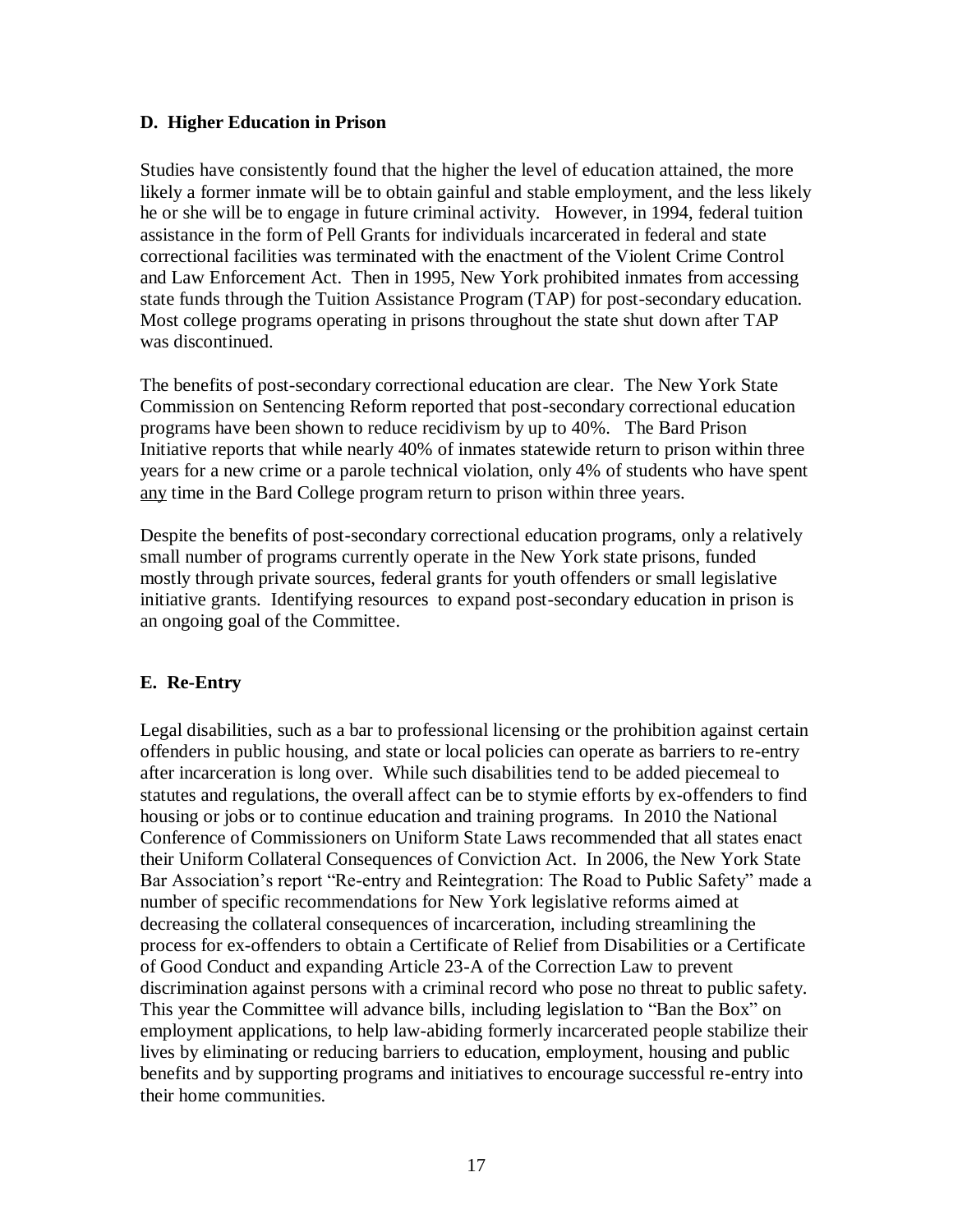**D. Higher Education in Prison**

Studies have consistently found that the higher the level of education attained, the more likely a former inmate will be to obtain gainful and stable employment, and the less likely he or she will be to engage in future criminal activity. However, in 1994, federal tuition assistance in the form of Pell Grants for individuals incarcerated in federal and state correctional facilities was terminated with the enactment of the Violent Crime Control and Law Enforcement Act. Then in 1995, New York prohibited inmates from accessing state funds through the Tuition Assistance Program (TAP) for post-secondary education. Most college programs operating in prisons throughout the state shut down after TAP was discontinued.

The benefits of post-secondary correctional education are clear. The New York State Commission on Sentencing Reform reported that post-secondary correctional education programs have been shown to reduce recidivism by up to 40%. The Bard Prison Initiative reports that while nearly 40% of inmates statewide return to prison within three years for a new crime or a parole technical violation, only 4% of students who have spent <u>any</u> time in the Bard College program return to prison within three years.

Despite the benefits of post-secondary correctional education programs, only a relatively small number of programs currently operate in the New York state prisons, funded mostly through private sources, federal grants for youth offenders or small legislative initiative grants. Identifying resources to expand post-secondary education in prison is an ongoing goal of the Committee.

**E. Re-Entry**

Legal disabilities, such as a bar to professional licensing or the prohibition against certain offenders in public housing, and state or local policies can operate as barriers to re-entry after incarceration is long over. While such disabilities tend to be added piecemeal to statutes and regulations, the overall affect can be to stymie efforts by ex-offenders to find housing or jobs or to continue education and training programs. In 2010 the National Conference of Commissioners on Uniform State Laws recommended that all states enact their Uniform Collateral Consequences of Conviction Act. In 2006, the New York State Bar Association's report "Re-entry and Reintegration: The Road to Public Safety" made a number of specific recommendations for New York legislative reforms aimed at decreasing the collateral consequences of incarceration, including streamlining the process for ex-offenders to obtain a Certificate of Relief from Disabilities or a Certificate of Good Conduct and expanding Article 23-A of the Correction Law to prevent discrimination against persons with a criminal record who pose no threat to public safety. This year the Committee will advance bills, including legislation to "Ban the Box" on employment applications, to help law-abiding formerly incarcerated people stabilize their lives by eliminating or reducing barriers to education, employment, housing and public benefits and by supporting programs and initiatives to encourage successful re-entry into their home communities.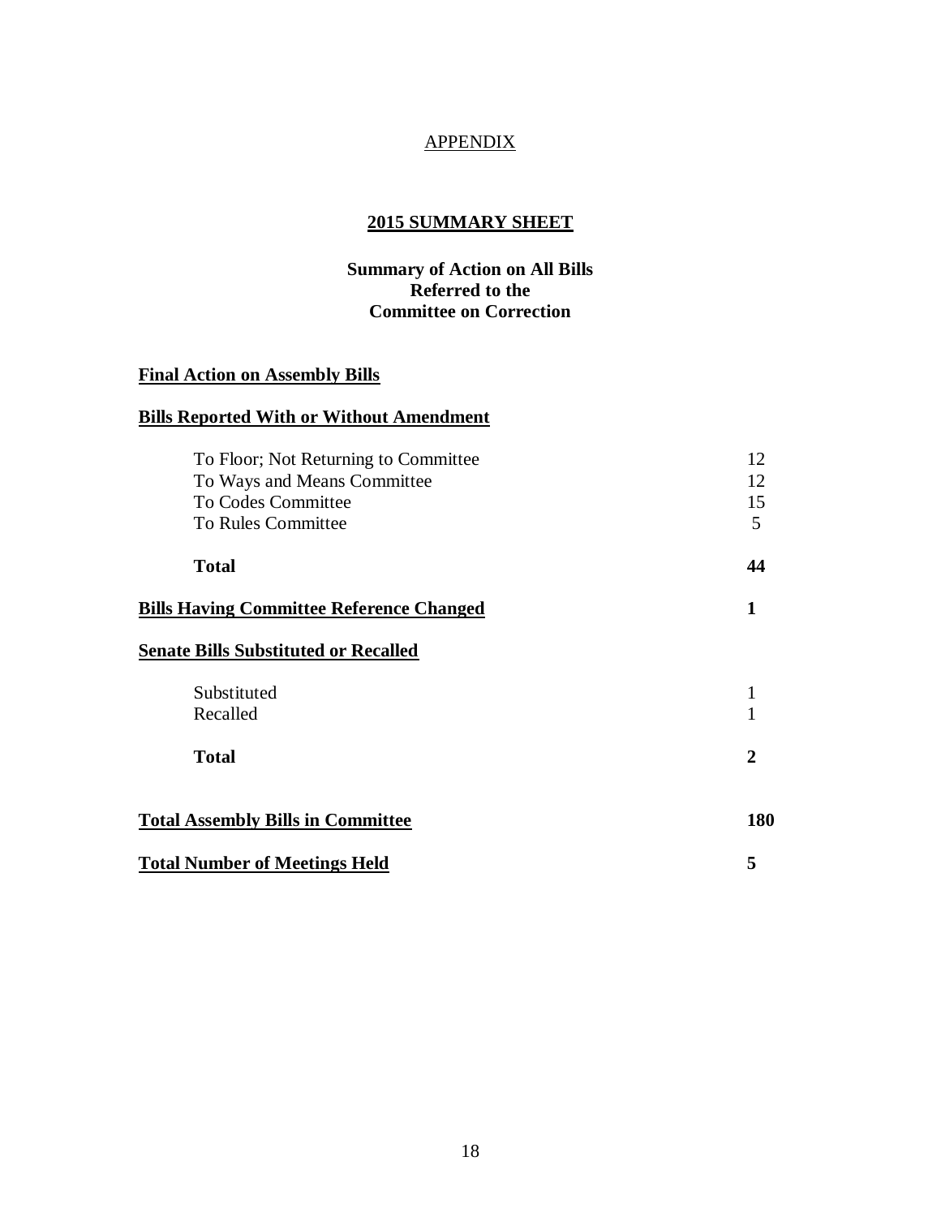APPENDIX

## 2015 SUMMARY SHEET

**Summary of Action on All Bills**
**Referred to the**
**Committee on Correction**

**Final Action on Assembly Bills**

**Bills Reported With or Without Amendment**

| | |
|---|---|
| To Floor; Not Returning to Committee | 12 |
| To Ways and Means Committee | 12 |
| To Codes Committee | 15 |
| To Rules Committee | 5 |
| **Total** | **44** |

| | |
|---|---|
| **Bills Having Committee Reference Changed** | **1** |

**Senate Bills Substituted or Recalled**

| | |
|---|---|
| Substituted | 1 |
| Recalled | 1 |
| **Total** | **2** |

| | |
|---|---|
| **Total Assembly Bills in Committee** | **180** |
| **Total Number of Meetings Held** | **5** |